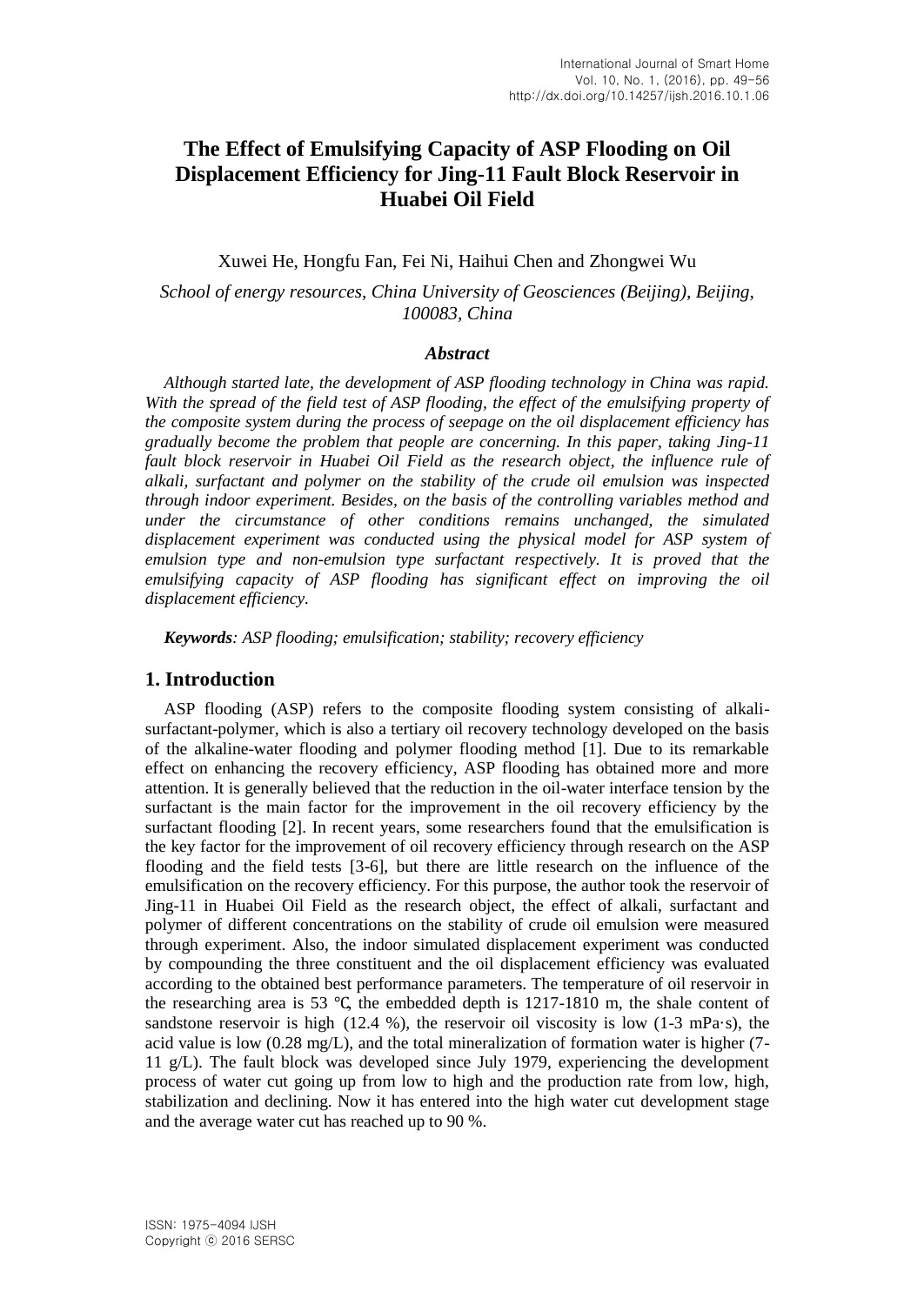# The Effect of Emulsifying Capacity of ASP Flooding on Oil Displacement Efficiency for Jing-11 Fault Block Reservoir in Huabei Oil Field

Xuwei He, Hongfu Fan, Fei Ni, Haihui Chen and Zhongwei Wu

*School of energy resources, China University of Geosciences (Beijing), Beijing, 100083, China*

### *Abstract*

*Although started late, the development of ASP flooding technology in China was rapid. With the spread of the field test of ASP flooding, the effect of the emulsifying property of the composite system during the process of seepage on the oil displacement efficiency has gradually become the problem that people are concerning. In this paper, taking Jing-11 fault block reservoir in Huabei Oil Field as the research object, the influence rule of alkali, surfactant and polymer on the stability of the crude oil emulsion was inspected through indoor experiment. Besides, on the basis of the controlling variables method and under the circumstance of other conditions remains unchanged, the simulated displacement experiment was conducted using the physical model for ASP system of emulsion type and non-emulsion type surfactant respectively. It is proved that the emulsifying capacity of ASP flooding has significant effect on improving the oil displacement efficiency.*

***Keywords**: ASP flooding; emulsification; stability; recovery efficiency*

## 1. Introduction

ASP flooding (ASP) refers to the composite flooding system consisting of alkali-surfactant-polymer, which is also a tertiary oil recovery technology developed on the basis of the alkaline-water flooding and polymer flooding method [1]. Due to its remarkable effect on enhancing the recovery efficiency, ASP flooding has obtained more and more attention. It is generally believed that the reduction in the oil-water interface tension by the surfactant is the main factor for the improvement in the oil recovery efficiency by the surfactant flooding [2]. In recent years, some researchers found that the emulsification is the key factor for the improvement of oil recovery efficiency through research on the ASP flooding and the field tests [3-6], but there are little research on the influence of the emulsification on the recovery efficiency. For this purpose, the author took the reservoir of Jing-11 in Huabei Oil Field as the research object, the effect of alkali, surfactant and polymer of different concentrations on the stability of crude oil emulsion were measured through experiment. Also, the indoor simulated displacement experiment was conducted by compounding the three constituent and the oil displacement efficiency was evaluated according to the obtained best performance parameters. The temperature of oil reservoir in the researching area is 53 ℃, the embedded depth is 1217-1810 m, the shale content of sandstone reservoir is high (12.4 %), the reservoir oil viscosity is low (1-3 mPa·s), the acid value is low (0.28 mg/L), and the total mineralization of formation water is higher (7-11 g/L). The fault block was developed since July 1979, experiencing the development process of water cut going up from low to high and the production rate from low, high, stabilization and declining. Now it has entered into the high water cut development stage and the average water cut has reached up to 90 %.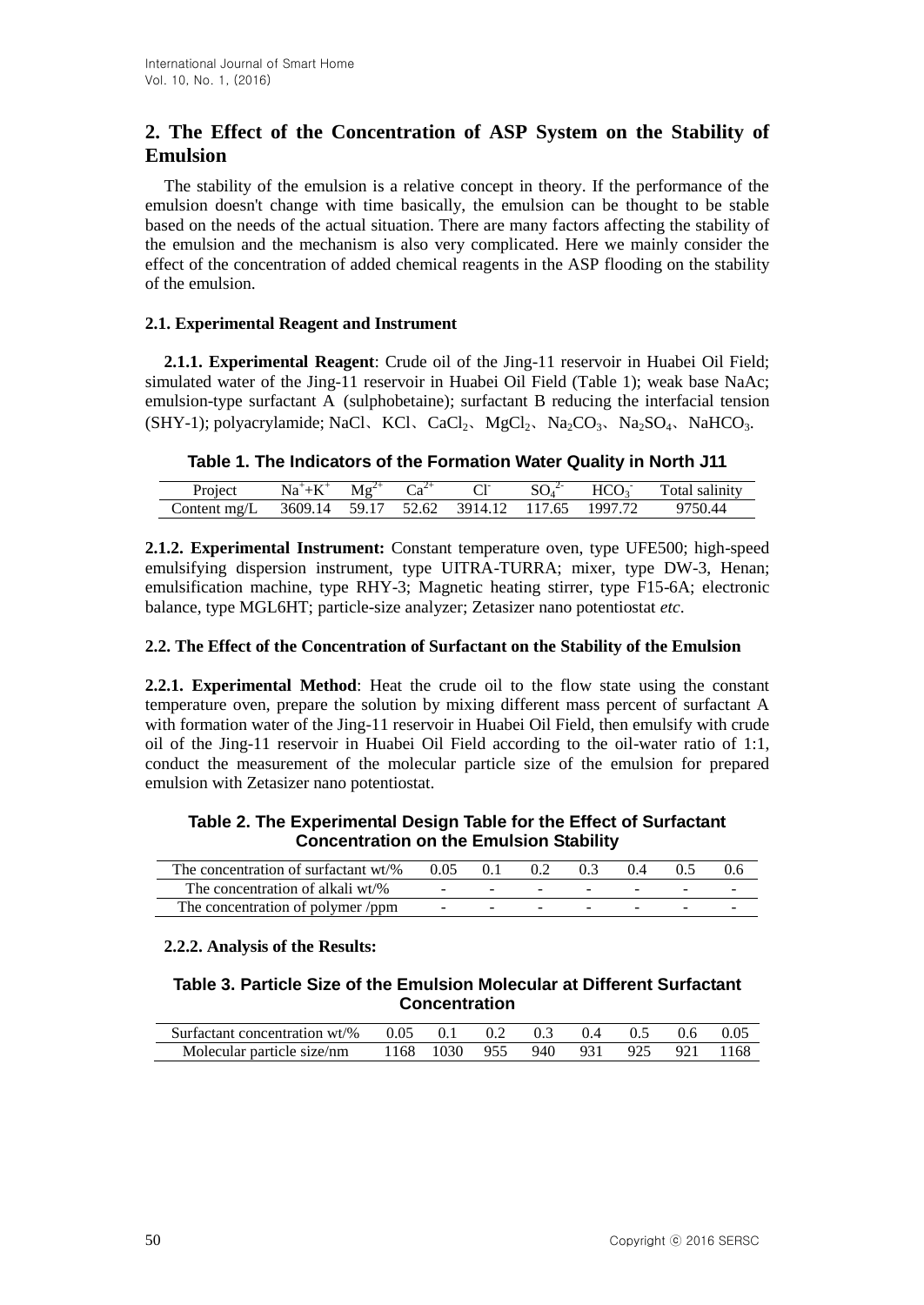## 2. The Effect of the Concentration of ASP System on the Stability of Emulsion

The stability of the emulsion is a relative concept in theory. If the performance of the emulsion doesn't change with time basically, the emulsion can be thought to be stable based on the needs of the actual situation. There are many factors affecting the stability of the emulsion and the mechanism is also very complicated. Here we mainly consider the effect of the concentration of added chemical reagents in the ASP flooding on the stability of the emulsion.

### 2.1. Experimental Reagent and Instrument

**2.1.1. Experimental Reagent**: Crude oil of the Jing-11 reservoir in Huabei Oil Field; simulated water of the Jing-11 reservoir in Huabei Oil Field (Table 1); weak base NaAc; emulsion-type surfactant A (sulphobetaine); surfactant B reducing the interfacial tension (SHY-1); polyacrylamide; NaCl、KCl、$CaCl_2$、$MgCl_2$、$Na_2CO_3$、$Na_2SO_4$、$NaHCO_3$.

**Table 1. The Indicators of the Formation Water Quality in North J11**

| Project | $Na^+$+$K^+$ | $Mg^{2+}$ | $Ca^{2+}$ | $Cl^-$ | $SO_4^{2-}$ | $HCO_3^-$ | Total salinity |
|---|---|---|---|---|---|---|---|
| Content mg/L | 3609.14 | 59.17 | 52.62 | 3914.12 | 117.65 | 1997.72 | 9750.44 |

**2.1.2. Experimental Instrument:** Constant temperature oven, type UFE500; high-speed emulsifying dispersion instrument, type UITRA-TURRA; mixer, type DW-3, Henan; emulsification machine, type RHY-3; Magnetic heating stirrer, type F15-6A; electronic balance, type MGL6HT; particle-size analyzer; Zetasizer nano potentiostat *etc*.

### 2.2. The Effect of the Concentration of Surfactant on the Stability of the Emulsion

**2.2.1. Experimental Method**: Heat the crude oil to the flow state using the constant temperature oven, prepare the solution by mixing different mass percent of surfactant A with formation water of the Jing-11 reservoir in Huabei Oil Field, then emulsify with crude oil of the Jing-11 reservoir in Huabei Oil Field according to the oil-water ratio of 1:1, conduct the measurement of the molecular particle size of the emulsion for prepared emulsion with Zetasizer nano potentiostat.

**Table 2. The Experimental Design Table for the Effect of Surfactant Concentration on the Emulsion Stability**

| The concentration of surfactant wt/% | 0.05 | 0.1 | 0.2 | 0.3 | 0.4 | 0.5 | 0.6 |
|---|---|---|---|---|---|---|---|
| The concentration of alkali wt/% | - | - | - | - | - | - | - |
| The concentration of polymer /ppm | - | - | - | - | - | - | - |

**2.2.2. Analysis of the Results:**

**Table 3. Particle Size of the Emulsion Molecular at Different Surfactant Concentration**

| Surfactant concentration wt/% | 0.05 | 0.1 | 0.2 | 0.3 | 0.4 | 0.5 | 0.6 | 0.05 |
|---|---|---|---|---|---|---|---|---|
| Molecular particle size/nm | 1168 | 1030 | 955 | 940 | 931 | 925 | 921 | 1168 |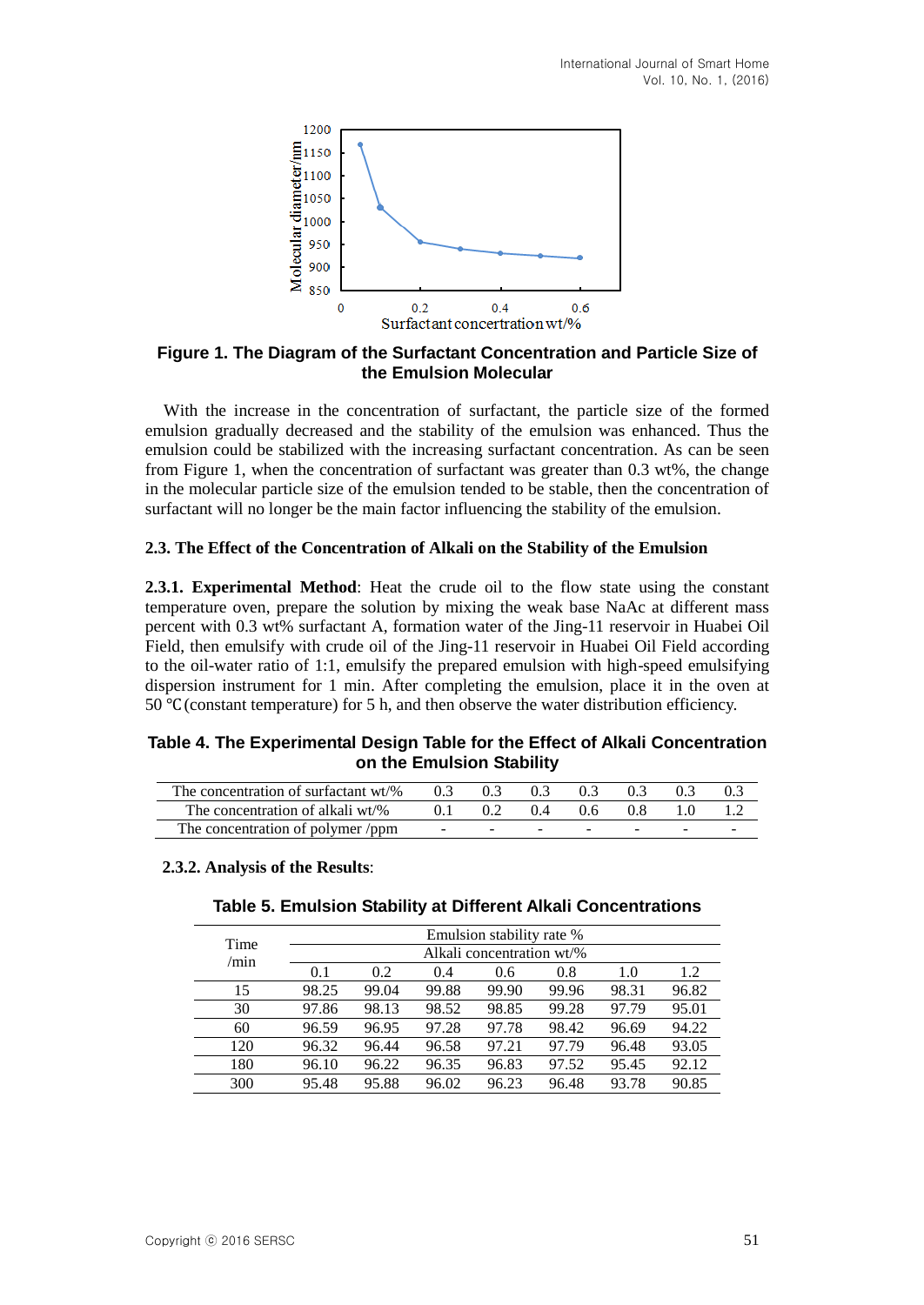**Figure 1. The Diagram of the Surfactant Concentration and Particle Size of the Emulsion Molecular**

With the increase in the concentration of surfactant, the particle size of the formed emulsion gradually decreased and the stability of the emulsion was enhanced. Thus the emulsion could be stabilized with the increasing surfactant concentration. As can be seen from Figure 1, when the concentration of surfactant was greater than 0.3 wt%, the change in the molecular particle size of the emulsion tended to be stable, then the concentration of surfactant will no longer be the main factor influencing the stability of the emulsion.

### 2.3. The Effect of the Concentration of Alkali on the Stability of the Emulsion

**2.3.1. Experimental Method**: Heat the crude oil to the flow state using the constant temperature oven, prepare the solution by mixing the weak base NaAc at different mass percent with 0.3 wt% surfactant A, formation water of the Jing-11 reservoir in Huabei Oil Field, then emulsify with crude oil of the Jing-11 reservoir in Huabei Oil Field according to the oil-water ratio of 1:1, emulsify the prepared emulsion with high-speed emulsifying dispersion instrument for 1 min. After completing the emulsion, place it in the oven at 50 ℃(constant temperature) for 5 h, and then observe the water distribution efficiency.

**Table 4. The Experimental Design Table for the Effect of Alkali Concentration on the Emulsion Stability**

| The concentration of surfactant wt/% | 0.3 | 0.3 | 0.3 | 0.3 | 0.3 | 0.3 | 0.3 |
|---|---|---|---|---|---|---|---|
| The concentration of alkali wt/% | 0.1 | 0.2 | 0.4 | 0.6 | 0.8 | 1.0 | 1.2 |
| The concentration of polymer /ppm | - | - | - | - | - | - | - |

**2.3.2. Analysis of the Results**:

**Table 5. Emulsion Stability at Different Alkali Concentrations**

| Time /min | Emulsion stability rate % | | | | | | |
|---|---|---|---|---|---|---|---|
| | Alkali concentration wt/% | | | | | | |
| | 0.1 | 0.2 | 0.4 | 0.6 | 0.8 | 1.0 | 1.2 |
| 15 | 98.25 | 99.04 | 99.88 | 99.90 | 99.96 | 98.31 | 96.82 |
| 30 | 97.86 | 98.13 | 98.52 | 98.85 | 99.28 | 97.79 | 95.01 |
| 60 | 96.59 | 96.95 | 97.28 | 97.78 | 98.42 | 96.69 | 94.22 |
| 120 | 96.32 | 96.44 | 96.58 | 97.21 | 97.79 | 96.48 | 93.05 |
| 180 | 96.10 | 96.22 | 96.35 | 96.83 | 97.52 | 95.45 | 92.12 |
| 300 | 95.48 | 95.88 | 96.02 | 96.23 | 96.48 | 93.78 | 90.85 |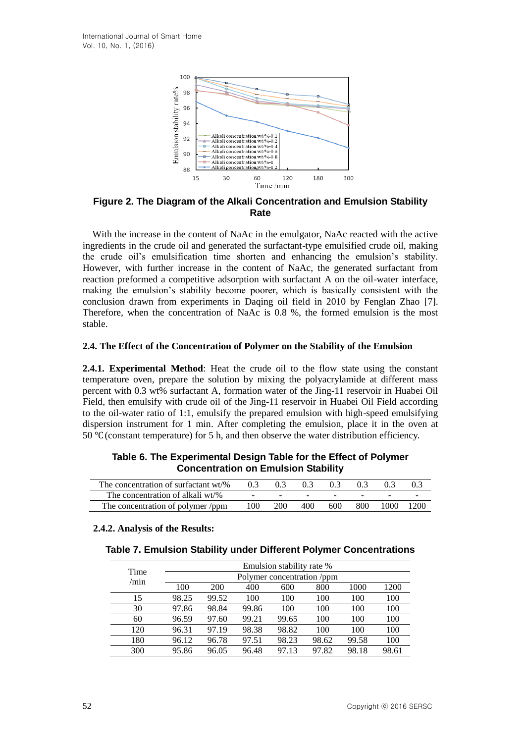**Figure 2. The Diagram of the Alkali Concentration and Emulsion Stability Rate**

With the increase in the content of NaAc in the emulgator, NaAc reacted with the active ingredients in the crude oil and generated the surfactant-type emulsified crude oil, making the crude oil's emulsification time shorten and enhancing the emulsion's stability. However, with further increase in the content of NaAc, the generated surfactant from reaction preformed a competitive adsorption with surfactant A on the oil-water interface, making the emulsion's stability become poorer, which is basically consistent with the conclusion drawn from experiments in Daqing oil field in 2010 by Fenglan Zhao [7]. Therefore, when the concentration of NaAc is 0.8 %, the formed emulsion is the most stable.

### 2.4. The Effect of the Concentration of Polymer on the Stability of the Emulsion

**2.4.1. Experimental Method**: Heat the crude oil to the flow state using the constant temperature oven, prepare the solution by mixing the polyacrylamide at different mass percent with 0.3 wt% surfactant A, formation water of the Jing-11 reservoir in Huabei Oil Field, then emulsify with crude oil of the Jing-11 reservoir in Huabei Oil Field according to the oil-water ratio of 1:1, emulsify the prepared emulsion with high-speed emulsifying dispersion instrument for 1 min. After completing the emulsion, place it in the oven at 50 ℃(constant temperature) for 5 h, and then observe the water distribution efficiency.

**Table 6. The Experimental Design Table for the Effect of Polymer Concentration on Emulsion Stability**

| The concentration of surfactant wt/% | 0.3 | 0.3 | 0.3 | 0.3 | 0.3 | 0.3 | 0.3 |
|---|---|---|---|---|---|---|---|
| The concentration of alkali wt/% | - | - | - | - | - | - | - |
| The concentration of polymer /ppm | 100 | 200 | 400 | 600 | 800 | 1000 | 1200 |

**2.4.2. Analysis of the Results:**

**Table 7. Emulsion Stability under Different Polymer Concentrations**

| Time /min | Emulsion stability rate % | | | | | | |
|---|---|---|---|---|---|---|---|
| | Polymer concentration /ppm | | | | | | |
| | 100 | 200 | 400 | 600 | 800 | 1000 | 1200 |
| 15 | 98.25 | 99.52 | 100 | 100 | 100 | 100 | 100 |
| 30 | 97.86 | 98.84 | 99.86 | 100 | 100 | 100 | 100 |
| 60 | 96.59 | 97.60 | 99.21 | 99.65 | 100 | 100 | 100 |
| 120 | 96.31 | 97.19 | 98.38 | 98.82 | 100 | 100 | 100 |
| 180 | 96.12 | 96.78 | 97.51 | 98.23 | 98.62 | 99.58 | 100 |
| 300 | 95.86 | 96.05 | 96.48 | 97.13 | 97.82 | 98.18 | 98.61 |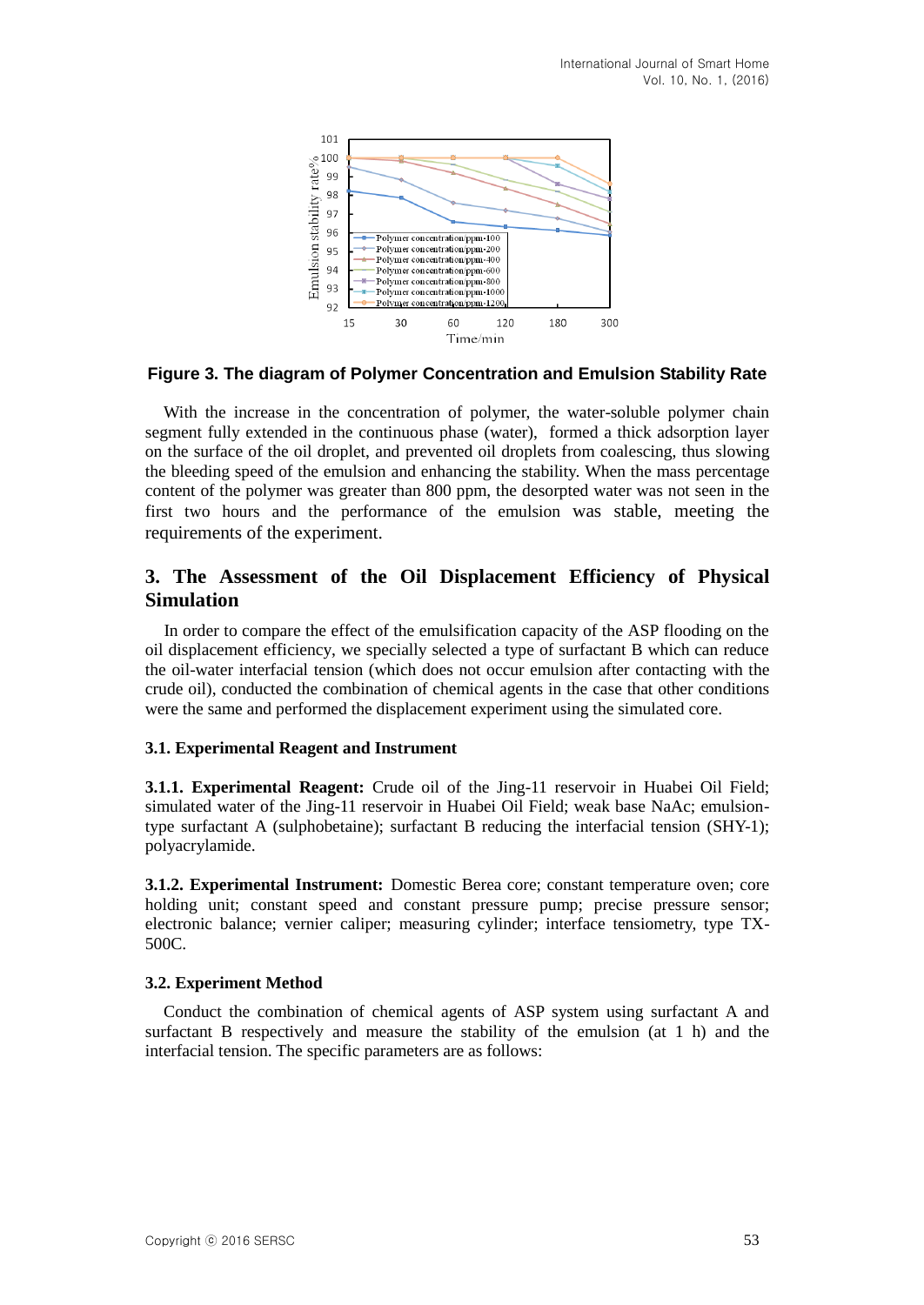**Figure 3. The diagram of Polymer Concentration and Emulsion Stability Rate**

With the increase in the concentration of polymer, the water-soluble polymer chain segment fully extended in the continuous phase (water), formed a thick adsorption layer on the surface of the oil droplet, and prevented oil droplets from coalescing, thus slowing the bleeding speed of the emulsion and enhancing the stability. When the mass percentage content of the polymer was greater than 800 ppm, the desorpted water was not seen in the first two hours and the performance of the emulsion was stable, meeting the requirements of the experiment.

## 3. The Assessment of the Oil Displacement Efficiency of Physical Simulation

In order to compare the effect of the emulsification capacity of the ASP flooding on the oil displacement efficiency, we specially selected a type of surfactant B which can reduce the oil-water interfacial tension (which does not occur emulsion after contacting with the crude oil), conducted the combination of chemical agents in the case that other conditions were the same and performed the displacement experiment using the simulated core.

### 3.1. Experimental Reagent and Instrument

**3.1.1. Experimental Reagent:** Crude oil of the Jing-11 reservoir in Huabei Oil Field; simulated water of the Jing-11 reservoir in Huabei Oil Field; weak base NaAc; emulsion-type surfactant A (sulphobetaine); surfactant B reducing the interfacial tension (SHY-1); polyacrylamide.

**3.1.2. Experimental Instrument:** Domestic Berea core; constant temperature oven; core holding unit; constant speed and constant pressure pump; precise pressure sensor; electronic balance; vernier caliper; measuring cylinder; interface tensiometry, type TX-500C.

### 3.2. Experiment Method

Conduct the combination of chemical agents of ASP system using surfactant A and surfactant B respectively and measure the stability of the emulsion (at 1 h) and the interfacial tension. The specific parameters are as follows: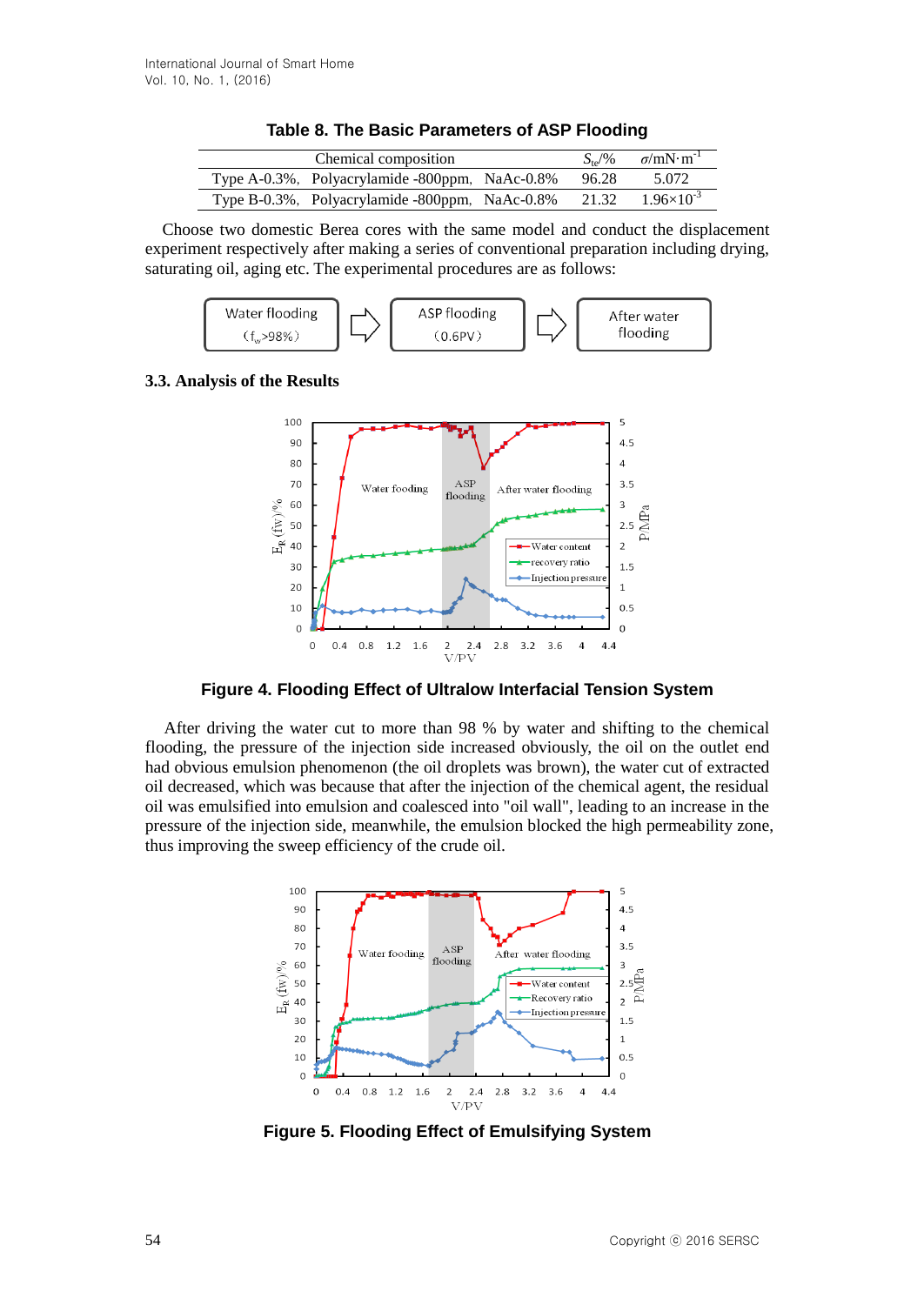**Table 8. The Basic Parameters of ASP Flooding**

| Chemical composition | $S_{te}$/% | $\sigma$/mN·m$^{-1}$ |
|---|---|---|
| Type A-0.3%, Polyacrylamide -800ppm, NaAc-0.8% | 96.28 | 5.072 |
| Type B-0.3%, Polyacrylamide -800ppm, NaAc-0.8% | 21.32 | $1.96\times10^{-3}$ |

Choose two domestic Berea cores with the same model and conduct the displacement experiment respectively after making a series of conventional preparation including drying, saturating oil, aging etc. The experimental procedures are as follows:

Water flooding ($f_w$>98%) ⇨ ASP flooding (0.6PV) ⇨ After water flooding

### 3.3. Analysis of the Results

**Figure 4. Flooding Effect of Ultralow Interfacial Tension System**

After driving the water cut to more than 98 % by water and shifting to the chemical flooding, the pressure of the injection side increased obviously, the oil on the outlet end had obvious emulsion phenomenon (the oil droplets was brown), the water cut of extracted oil decreased, which was because that after the injection of the chemical agent, the residual oil was emulsified into emulsion and coalesced into "oil wall", leading to an increase in the pressure of the injection side, meanwhile, the emulsion blocked the high permeability zone, thus improving the sweep efficiency of the crude oil.

**Figure 5. Flooding Effect of Emulsifying System**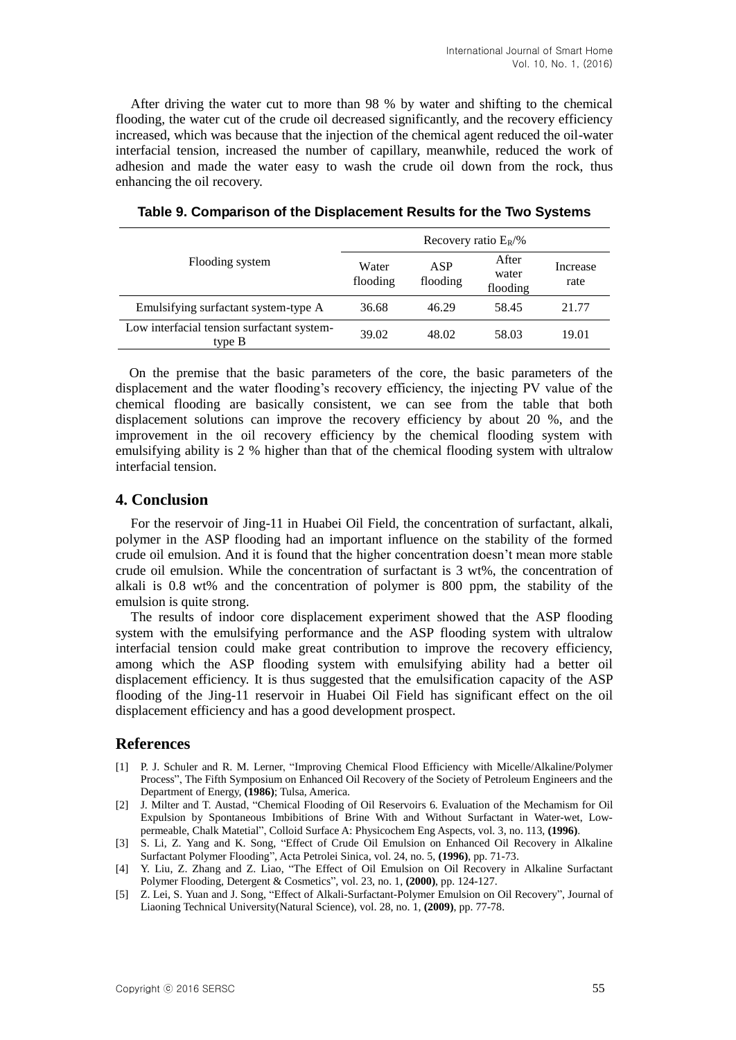After driving the water cut to more than 98 % by water and shifting to the chemical flooding, the water cut of the crude oil decreased significantly, and the recovery efficiency increased, which was because that the injection of the chemical agent reduced the oil-water interfacial tension, increased the number of capillary, meanwhile, reduced the work of adhesion and made the water easy to wash the crude oil down from the rock, thus enhancing the oil recovery.

**Table 9. Comparison of the Displacement Results for the Two Systems**

| Flooding system | Recovery ratio $E_R$/% | | | |
|---|---|---|---|---|
| | Water flooding | ASP flooding | After water flooding | Increase rate |
| Emulsifying surfactant system-type A | 36.68 | 46.29 | 58.45 | 21.77 |
| Low interfacial tension surfactant system-type B | 39.02 | 48.02 | 58.03 | 19.01 |

On the premise that the basic parameters of the core, the basic parameters of the displacement and the water flooding's recovery efficiency, the injecting PV value of the chemical flooding are basically consistent, we can see from the table that both displacement solutions can improve the recovery efficiency by about 20 %, and the improvement in the oil recovery efficiency by the chemical flooding system with emulsifying ability is 2 % higher than that of the chemical flooding system with ultralow interfacial tension.

## 4. Conclusion

For the reservoir of Jing-11 in Huabei Oil Field, the concentration of surfactant, alkali, polymer in the ASP flooding had an important influence on the stability of the formed crude oil emulsion. And it is found that the higher concentration doesn't mean more stable crude oil emulsion. While the concentration of surfactant is 3 wt%, the concentration of alkali is 0.8 wt% and the concentration of polymer is 800 ppm, the stability of the emulsion is quite strong.

The results of indoor core displacement experiment showed that the ASP flooding system with the emulsifying performance and the ASP flooding system with ultralow interfacial tension could make great contribution to improve the recovery efficiency, among which the ASP flooding system with emulsifying ability had a better oil displacement efficiency. It is thus suggested that the emulsification capacity of the ASP flooding of the Jing-11 reservoir in Huabei Oil Field has significant effect on the oil displacement efficiency and has a good development prospect.

## References

[1] P. J. Schuler and R. M. Lerner, "Improving Chemical Flood Efficiency with Micelle/Alkaline/Polymer Process", The Fifth Symposium on Enhanced Oil Recovery of the Society of Petroleum Engineers and the Department of Energy, **(1986)**; Tulsa, America.

[2] J. Milter and T. Austad, "Chemical Flooding of Oil Reservoirs 6. Evaluation of the Mechamism for Oil Expulsion by Spontaneous Imbibitions of Brine With and Without Surfactant in Water-wet, Low-permeable, Chalk Matetial", Colloid Surface A: Physicochem Eng Aspects, vol. 3, no. 113, **(1996)**.

[3] S. Li, Z. Yang and K. Song, "Effect of Crude Oil Emulsion on Enhanced Oil Recovery in Alkaline Surfactant Polymer Flooding", Acta Petrolei Sinica, vol. 24, no. 5, **(1996)**, pp. 71-73.

[4] Y. Liu, Z. Zhang and Z. Liao, "The Effect of Oil Emulsion on Oil Recovery in Alkaline Surfactant Polymer Flooding, Detergent & Cosmetics", vol. 23, no. 1, **(2000)**, pp. 124-127.

[5] Z. Lei, S. Yuan and J. Song, "Effect of Alkali-Surfactant-Polymer Emulsion on Oil Recovery", Journal of Liaoning Technical University(Natural Science), vol. 28, no. 1, **(2009)**, pp. 77-78.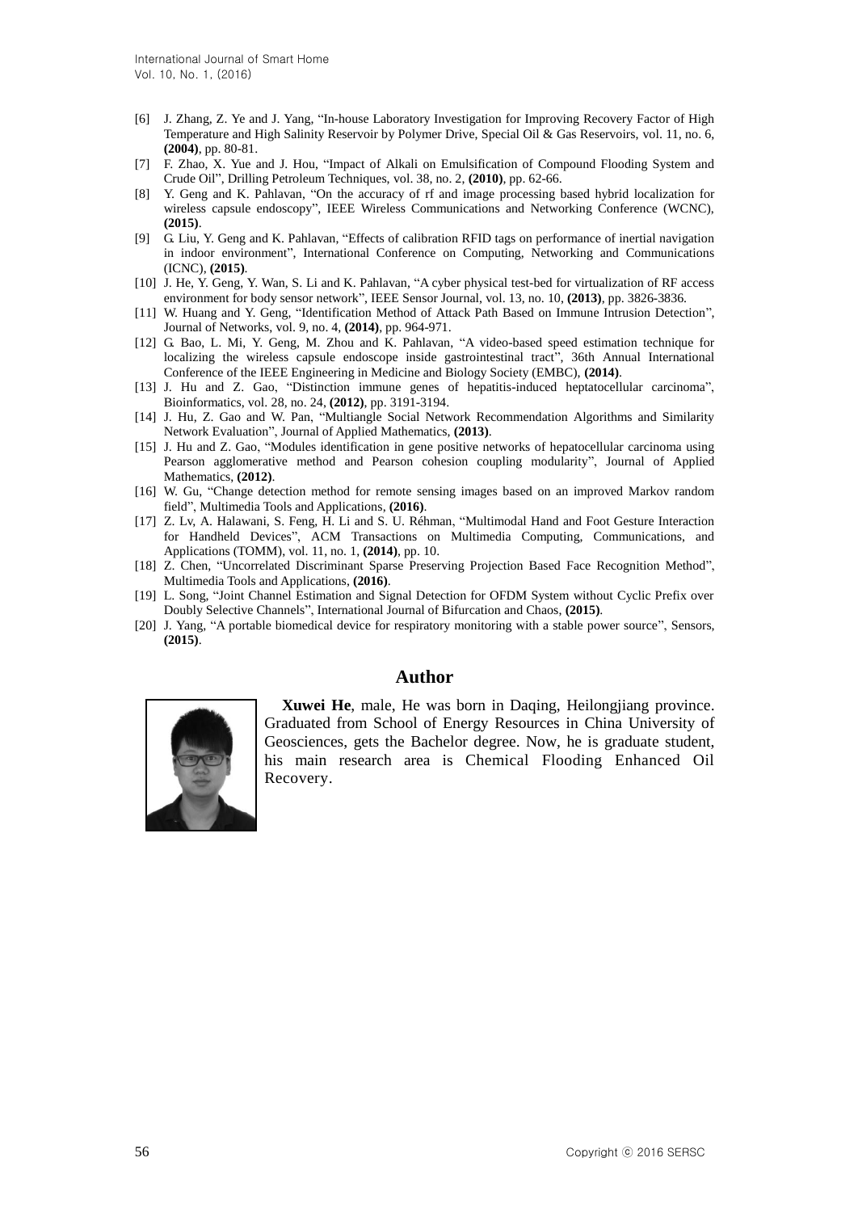[6] J. Zhang, Z. Ye and J. Yang, "In-house Laboratory Investigation for Improving Recovery Factor of High Temperature and High Salinity Reservoir by Polymer Drive, Special Oil & Gas Reservoirs, vol. 11, no. 6, **(2004)**, pp. 80-81.

[7] F. Zhao, X. Yue and J. Hou, "Impact of Alkali on Emulsification of Compound Flooding System and Crude Oil", Drilling Petroleum Techniques, vol. 38, no. 2, **(2010)**, pp. 62-66.

[8] Y. Geng and K. Pahlavan, "On the accuracy of rf and image processing based hybrid localization for wireless capsule endoscopy", IEEE Wireless Communications and Networking Conference (WCNC), **(2015)**.

[9] G. Liu, Y. Geng and K. Pahlavan, "Effects of calibration RFID tags on performance of inertial navigation in indoor environment", International Conference on Computing, Networking and Communications (ICNC), **(2015)**.

[10] J. He, Y. Geng, Y. Wan, S. Li and K. Pahlavan, "A cyber physical test-bed for virtualization of RF access environment for body sensor network", IEEE Sensor Journal, vol. 13, no. 10, **(2013)**, pp. 3826-3836.

[11] W. Huang and Y. Geng, "Identification Method of Attack Path Based on Immune Intrusion Detection", Journal of Networks, vol. 9, no. 4, **(2014)**, pp. 964-971.

[12] G. Bao, L. Mi, Y. Geng, M. Zhou and K. Pahlavan, "A video-based speed estimation technique for localizing the wireless capsule endoscope inside gastrointestinal tract", 36th Annual International Conference of the IEEE Engineering in Medicine and Biology Society (EMBC), **(2014)**.

[13] J. Hu and Z. Gao, "Distinction immune genes of hepatitis-induced heptatocellular carcinoma", Bioinformatics, vol. 28, no. 24, **(2012)**, pp. 3191-3194.

[14] J. Hu, Z. Gao and W. Pan, "Multiangle Social Network Recommendation Algorithms and Similarity Network Evaluation", Journal of Applied Mathematics, **(2013)**.

[15] J. Hu and Z. Gao, "Modules identification in gene positive networks of hepatocellular carcinoma using Pearson agglomerative method and Pearson cohesion coupling modularity", Journal of Applied Mathematics, **(2012)**.

[16] W. Gu, "Change detection method for remote sensing images based on an improved Markov random field", Multimedia Tools and Applications, **(2016)**.

[17] Z. Lv, A. Halawani, S. Feng, H. Li and S. U. Réhman, "Multimodal Hand and Foot Gesture Interaction for Handheld Devices", ACM Transactions on Multimedia Computing, Communications, and Applications (TOMM), vol. 11, no. 1, **(2014)**, pp. 10.

[18] Z. Chen, "Uncorrelated Discriminant Sparse Preserving Projection Based Face Recognition Method", Multimedia Tools and Applications, **(2016)**.

[19] L. Song, "Joint Channel Estimation and Signal Detection for OFDM System without Cyclic Prefix over Doubly Selective Channels", International Journal of Bifurcation and Chaos, **(2015)**.

[20] J. Yang, "A portable biomedical device for respiratory monitoring with a stable power source", Sensors, **(2015)**.

## Author

**Xuwei He**, male, He was born in Daqing, Heilongjiang province. Graduated from School of Energy Resources in China University of Geosciences, gets the Bachelor degree. Now, he is graduate student, his main research area is Chemical Flooding Enhanced Oil Recovery.